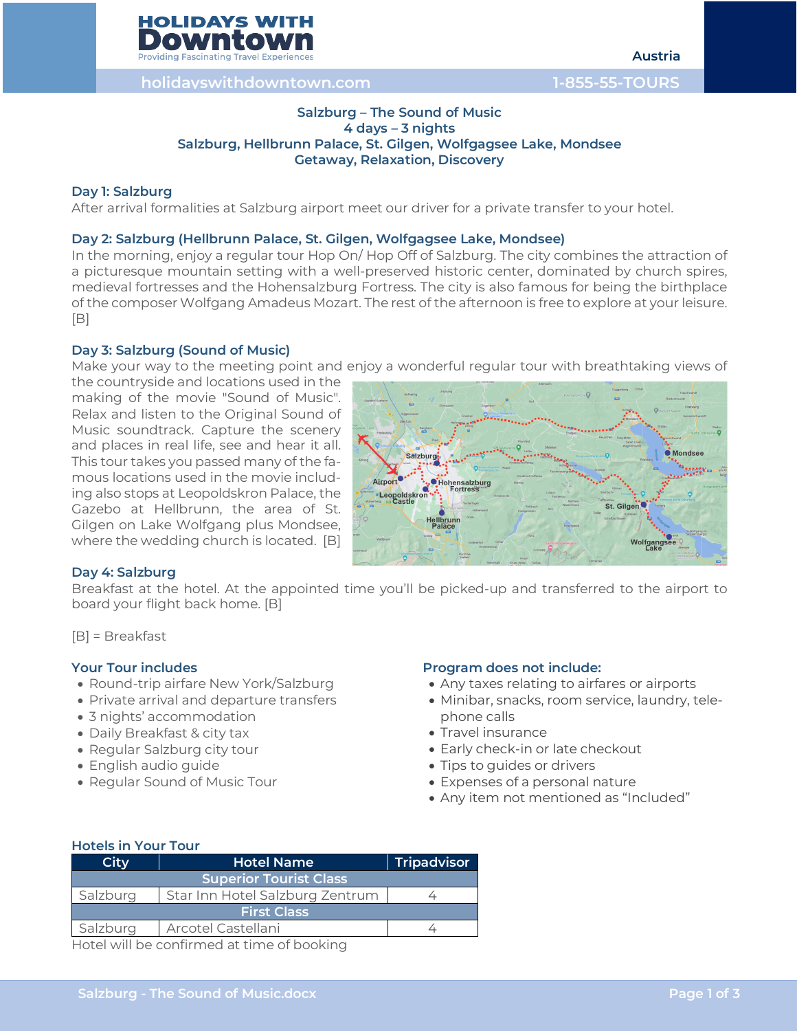# Salzburg – The Sound of Music

**4 days – 3 nights**

**Salzburg, Hellbrunn Palace, St. Gilgen, Wolfgagsee Lake, Mondsee**

**Getaway, Relaxation, Discovery**

### Day 1: Salzburg

After arrival formalities at Salzburg airport meet our driver for a private transfer to your hotel.

### Day 2: Salzburg (Hellbrunn Palace, St. Gilgen, Wolfgagsee Lake, Mondsee)

In the morning, enjoy a regular tour Hop On/ Hop Off of Salzburg. The city combines the attraction of a picturesque mountain setting with a well-preserved historic center, dominated by church spires, medieval fortresses and the Hohensalzburg Fortress. The city is also famous for being the birthplace of the composer Wolfgang Amadeus Mozart. The rest of the afternoon is free to explore at your leisure. [B]

### Day 3: Salzburg (Sound of Music)

Make your way to the meeting point and enjoy a wonderful regular tour with breathtaking views of the countryside and locations used in the making of the movie "Sound of Music". Relax and listen to the Original Sound of Music soundtrack. Capture the scenery and places in real life, see and hear it all. This tour takes you passed many of the famous locations used in the movie including also stops at Leopoldskron Palace, the Gazebo at Hellbrunn, the area of St. Gilgen on Lake Wolfgang plus Mondsee, where the wedding church is located. [B]

### Day 4: Salzburg

Breakfast at the hotel. At the appointed time you'll be picked-up and transferred to the airport to board your flight back home. [B]

[B] = Breakfast

### Your Tour includes

- Round-trip airfare New York/Salzburg
- Private arrival and departure transfers
- 3 nights' accommodation
- Daily Breakfast & city tax
- Regular Salzburg city tour
- English audio guide
- Regular Sound of Music Tour

### Program does not include:

- Any taxes relating to airfares or airports
- Minibar, snacks, room service, laundry, telephone calls
- Travel insurance
- Early check-in or late checkout
- Tips to guides or drivers
- Expenses of a personal nature
- Any item not mentioned as "Included"

### Hotels in Your Tour

| City | Hotel Name | Tripadvisor |
|---|---|---|
| Superior Tourist Class | | |
| Salzburg | Star Inn Hotel Salzburg Zentrum | 4 |
| First Class | | |
| Salzburg | Arcotel Castellani | 4 |

Hotel will be confirmed at time of booking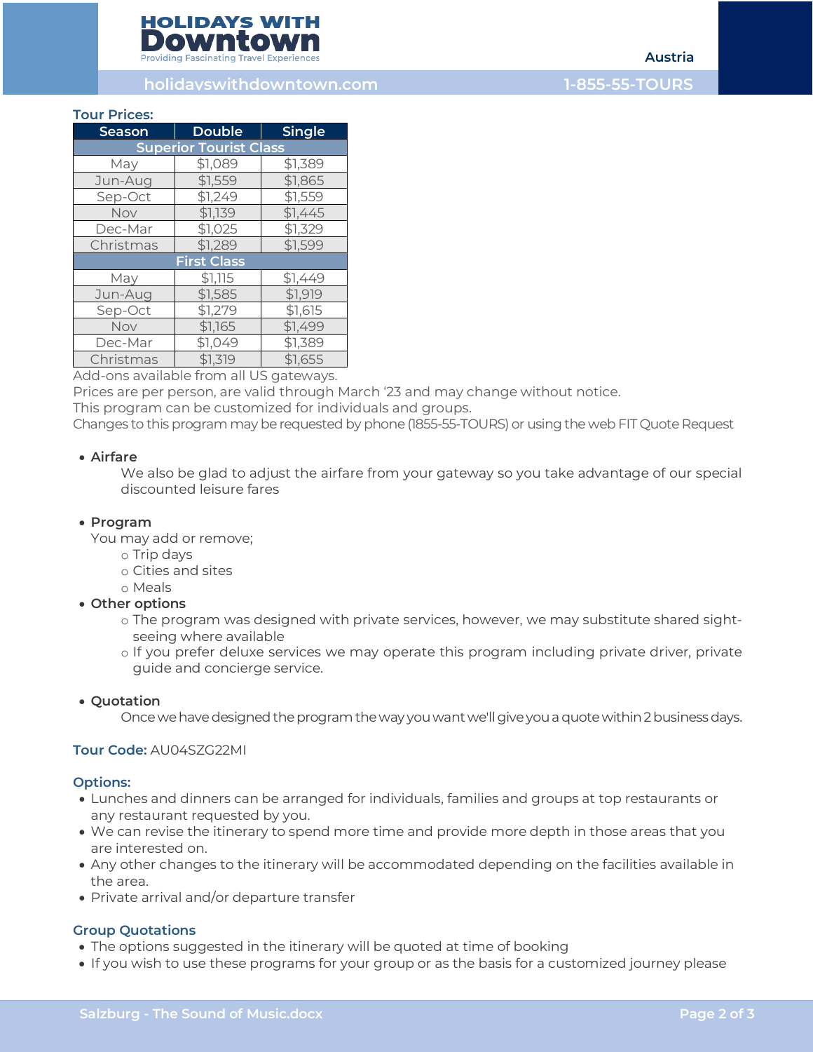### Tour Prices:

| Season | Double | Single |
|---|---|---|
| Superior Tourist Class | | |
| May | $1,089 | $1,389 |
| Jun-Aug | $1,559 | $1,865 |
| Sep-Oct | $1,249 | $1,559 |
| Nov | $1,139 | $1,445 |
| Dec-Mar | $1,025 | $1,329 |
| Christmas | $1,289 | $1,599 |
| First Class | | |
| May | $1,115 | $1,449 |
| Jun-Aug | $1,585 | $1,919 |
| Sep-Oct | $1,279 | $1,615 |
| Nov | $1,165 | $1,499 |
| Dec-Mar | $1,049 | $1,389 |
| Christmas | $1,319 | $1,655 |

Add-ons available from all US gateways.
Prices are per person, are valid through March '23 and may change without notice.
This program can be customized for individuals and groups.
Changes to this program may be requested by phone (1855-55-TOURS) or using the web FIT Quote Request

- **Airfare**
  We also be glad to adjust the airfare from your gateway so you take advantage of our special discounted leisure fares

- **Program**
  You may add or remove;
  - Trip days
  - Cities and sites
  - Meals
- **Other options**
  - The program was designed with private services, however, we may substitute shared sight-seeing where available
  - If you prefer deluxe services we may operate this program including private driver, private guide and concierge service.

- **Quotation**
  Once we have designed the program the way you want we'll give you a quote within 2 business days.

**Tour Code:** AU04SZG22MI

### Options:

- Lunches and dinners can be arranged for individuals, families and groups at top restaurants or any restaurant requested by you.
- We can revise the itinerary to spend more time and provide more depth in those areas that you are interested on.
- Any other changes to the itinerary will be accommodated depending on the facilities available in the area.
- Private arrival and/or departure transfer

### Group Quotations

- The options suggested in the itinerary will be quoted at time of booking
- If you wish to use these programs for your group or as the basis for a customized journey please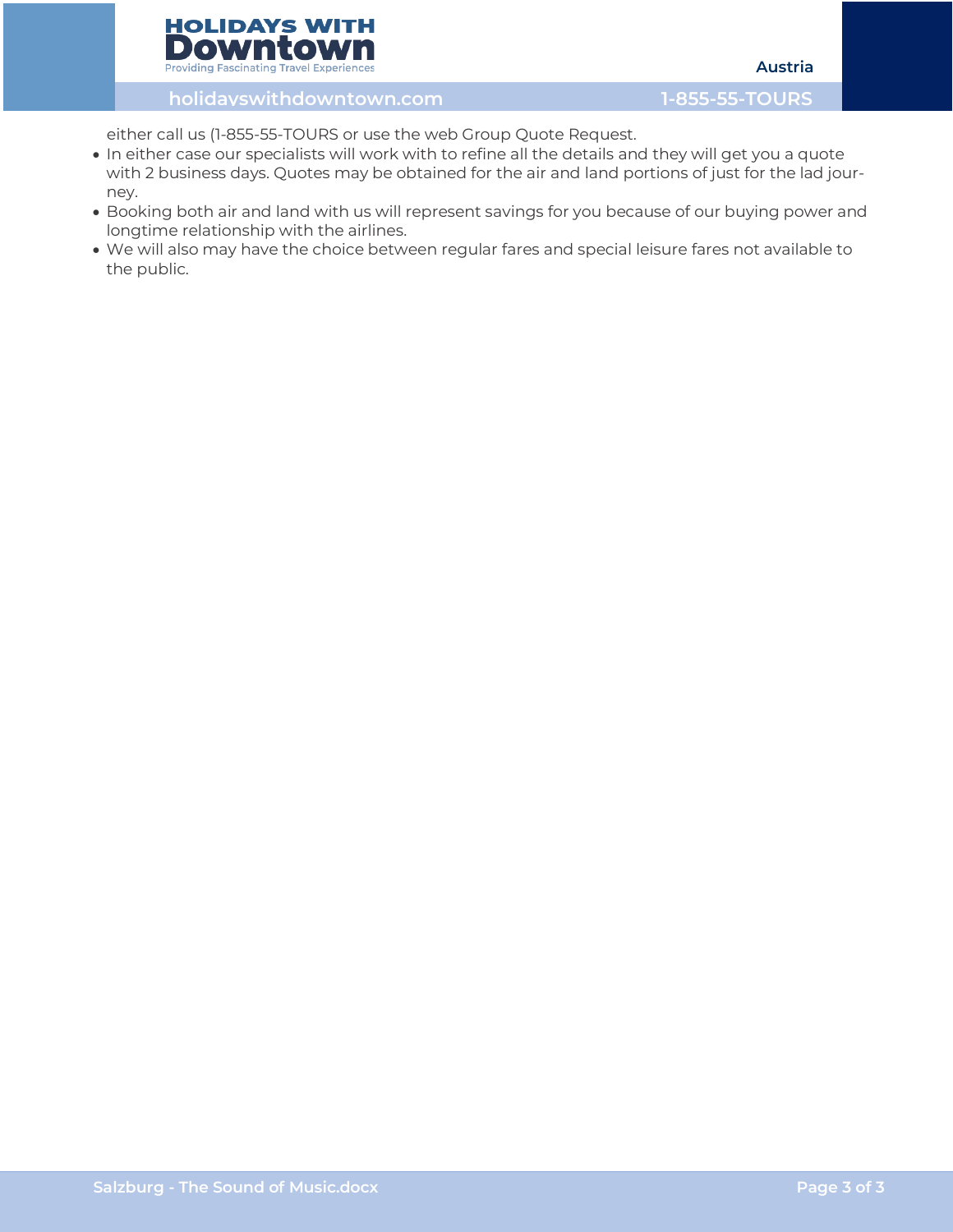either call us (1-855-55-TOURS or use the web Group Quote Request.

- In either case our specialists will work with to refine all the details and they will get you a quote with 2 business days. Quotes may be obtained for the air and land portions of just for the lad journey.
- Booking both air and land with us will represent savings for you because of our buying power and longtime relationship with the airlines.
- We will also may have the choice between regular fares and special leisure fares not available to the public.